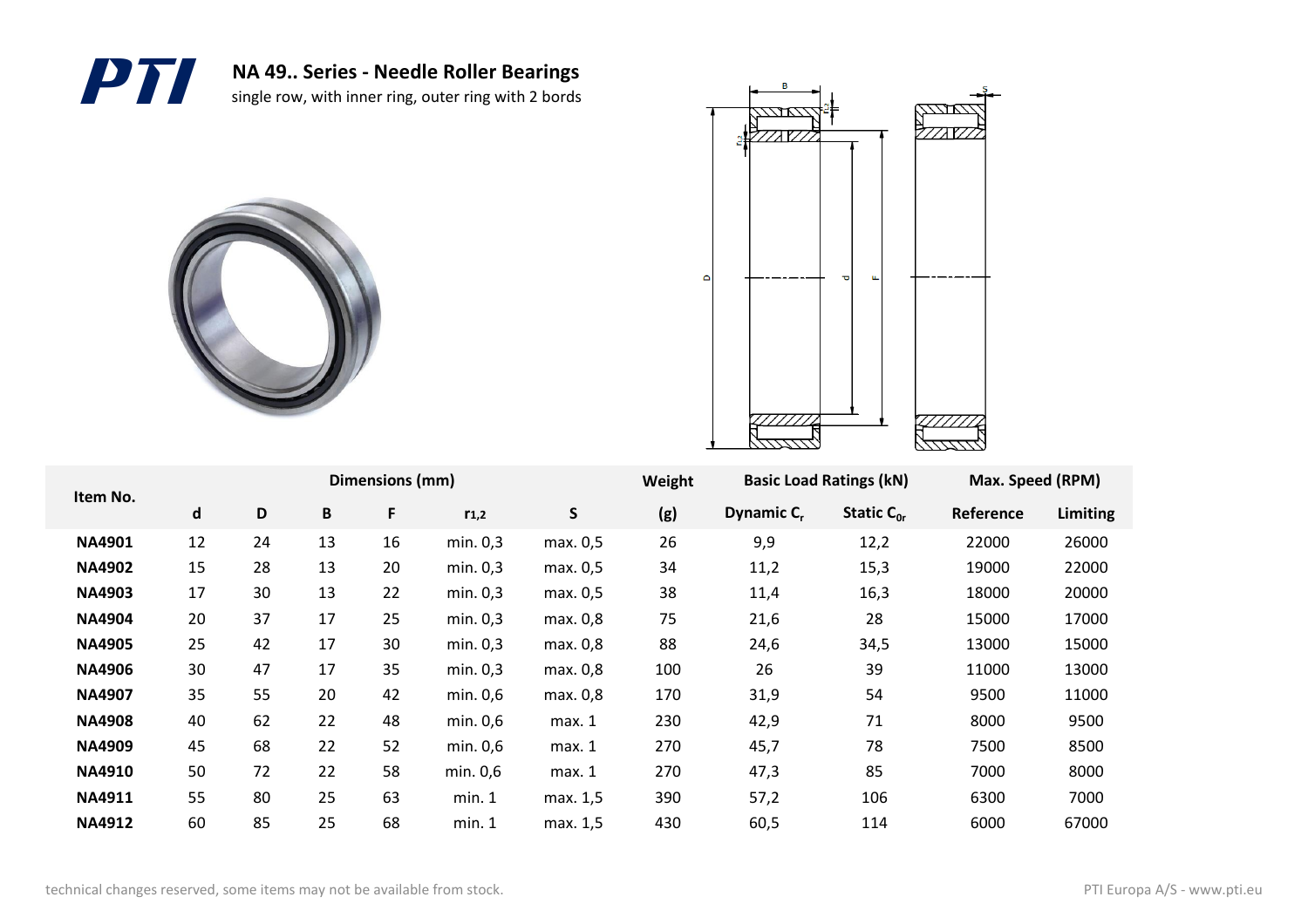# NA 49.. Series - Needle Roller Bearings

single row, with inner ring, outer ring with 2 bords

| Item No. | Dimensions (mm) | | | | | | Weight | Basic Load Ratings (kN) | | Max. Speed (RPM) | |
|---|---|---|---|---|---|---|---|---|---|---|---|
| | d | D | B | F | $r_{1,2}$ | S | (g) | Dynamic $C_r$ | Static $C_{0r}$ | Reference | Limiting |
| **NA4901** | 12 | 24 | 13 | 16 | min. 0,3 | max. 0,5 | 26 | 9,9 | 12,2 | 22000 | 26000 |
| **NA4902** | 15 | 28 | 13 | 20 | min. 0,3 | max. 0,5 | 34 | 11,2 | 15,3 | 19000 | 22000 |
| **NA4903** | 17 | 30 | 13 | 22 | min. 0,3 | max. 0,5 | 38 | 11,4 | 16,3 | 18000 | 20000 |
| **NA4904** | 20 | 37 | 17 | 25 | min. 0,3 | max. 0,8 | 75 | 21,6 | 28 | 15000 | 17000 |
| **NA4905** | 25 | 42 | 17 | 30 | min. 0,3 | max. 0,8 | 88 | 24,6 | 34,5 | 13000 | 15000 |
| **NA4906** | 30 | 47 | 17 | 35 | min. 0,3 | max. 0,8 | 100 | 26 | 39 | 11000 | 13000 |
| **NA4907** | 35 | 55 | 20 | 42 | min. 0,6 | max. 0,8 | 170 | 31,9 | 54 | 9500 | 11000 |
| **NA4908** | 40 | 62 | 22 | 48 | min. 0,6 | max. 1 | 230 | 42,9 | 71 | 8000 | 9500 |
| **NA4909** | 45 | 68 | 22 | 52 | min. 0,6 | max. 1 | 270 | 45,7 | 78 | 7500 | 8500 |
| **NA4910** | 50 | 72 | 22 | 58 | min. 0,6 | max. 1 | 270 | 47,3 | 85 | 7000 | 8000 |
| **NA4911** | 55 | 80 | 25 | 63 | min. 1 | max. 1,5 | 390 | 57,2 | 106 | 6300 | 7000 |
| **NA4912** | 60 | 85 | 25 | 68 | min. 1 | max. 1,5 | 430 | 60,5 | 114 | 6000 | 67000 |

technical changes reserved, some items may not be available from stock.

PTI Europa A/S - www.pti.eu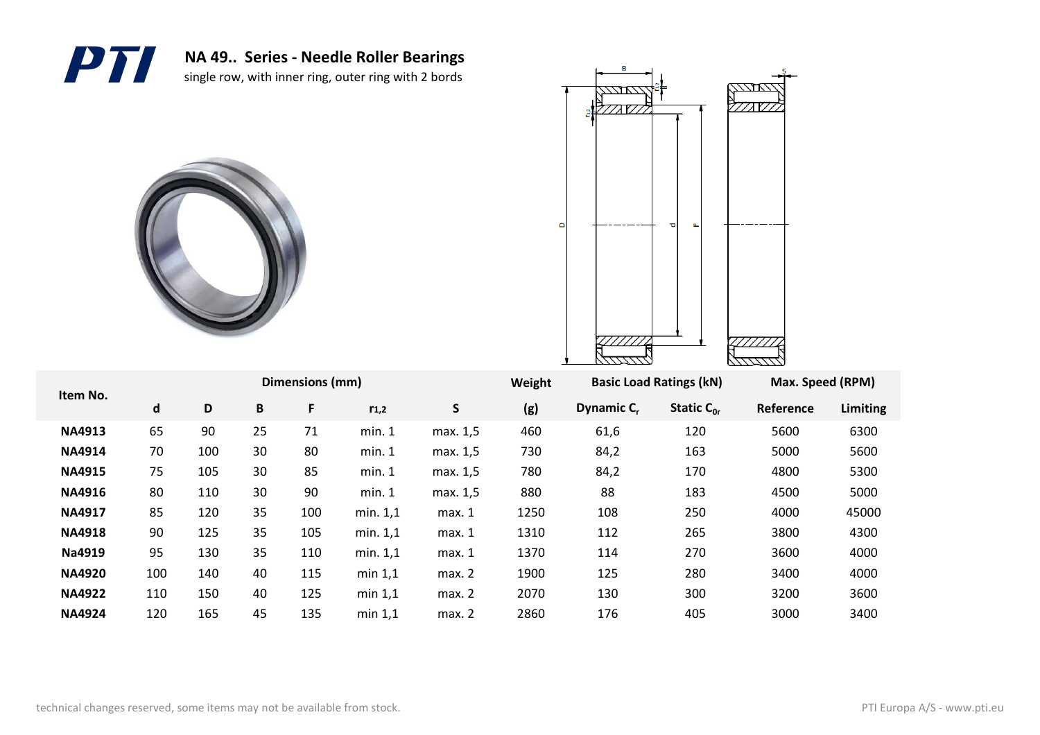# NA 49.. Series - Needle Roller Bearings

single row, with inner ring, outer ring with 2 bords

| Item No. | Dimensions (mm) | | | | | | Weight | Basic Load Ratings (kN) | | Max. Speed (RPM) | |
|---|---|---|---|---|---|---|---|---|---|---|---|
| | d | D | B | F | $r_{1,2}$ | S | (g) | Dynamic $C_r$ | Static $C_{0r}$ | Reference | Limiting |
| **NA4913** | 65 | 90 | 25 | 71 | min. 1 | max. 1,5 | 460 | 61,6 | 120 | 5600 | 6300 |
| **NA4914** | 70 | 100 | 30 | 80 | min. 1 | max. 1,5 | 730 | 84,2 | 163 | 5000 | 5600 |
| **NA4915** | 75 | 105 | 30 | 85 | min. 1 | max. 1,5 | 780 | 84,2 | 170 | 4800 | 5300 |
| **NA4916** | 80 | 110 | 30 | 90 | min. 1 | max. 1,5 | 880 | 88 | 183 | 4500 | 5000 |
| **NA4917** | 85 | 120 | 35 | 100 | min. 1,1 | max. 1 | 1250 | 108 | 250 | 4000 | 45000 |
| **NA4918** | 90 | 125 | 35 | 105 | min. 1,1 | max. 1 | 1310 | 112 | 265 | 3800 | 4300 |
| **Na4919** | 95 | 130 | 35 | 110 | min. 1,1 | max. 1 | 1370 | 114 | 270 | 3600 | 4000 |
| **NA4920** | 100 | 140 | 40 | 115 | min 1,1 | max. 2 | 1900 | 125 | 280 | 3400 | 4000 |
| **NA4922** | 110 | 150 | 40 | 125 | min 1,1 | max. 2 | 2070 | 130 | 300 | 3200 | 3600 |
| **NA4924** | 120 | 165 | 45 | 135 | min 1,1 | max. 2 | 2860 | 176 | 405 | 3000 | 3400 |

technical changes reserved, some items may not be available from stock.

PTI Europa A/S - www.pti.eu